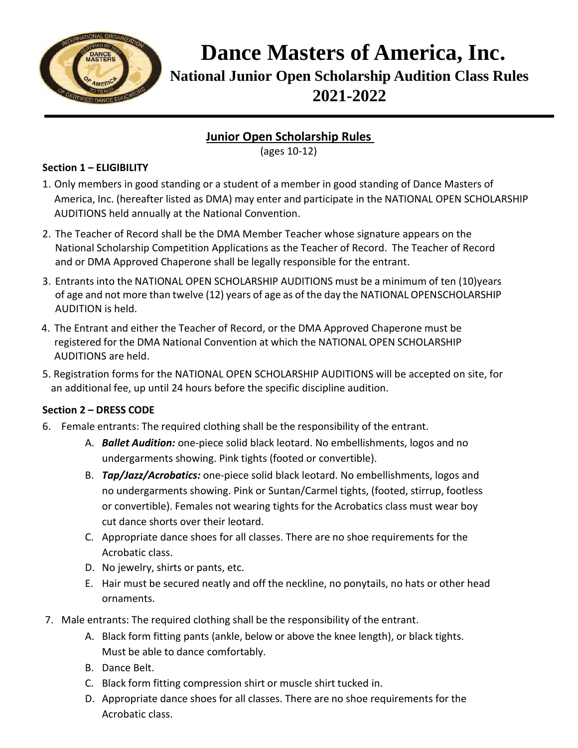# Dance Masters of America, Inc.

## National Junior Open Scholarship Audition Class Rules 2021-2022

### Junior Open Scholarship Rules

(ages 10-12)

**Section 1 – ELIGIBILITY**

1. Only members in good standing or a student of a member in good standing of Dance Masters of America, Inc. (hereafter listed as DMA) may enter and participate in the NATIONAL OPEN SCHOLARSHIP AUDITIONS held annually at the National Convention.
2. The Teacher of Record shall be the DMA Member Teacher whose signature appears on the National Scholarship Competition Applications as the Teacher of Record. The Teacher of Record and or DMA Approved Chaperone shall be legally responsible for the entrant.
3. Entrants into the NATIONAL OPEN SCHOLARSHIP AUDITIONS must be a minimum of ten (10)years of age and not more than twelve (12) years of age as of the day the NATIONAL OPENSCHOLARSHIP AUDITION is held.
4. The Entrant and either the Teacher of Record, or the DMA Approved Chaperone must be registered for the DMA National Convention at which the NATIONAL OPEN SCHOLARSHIP AUDITIONS are held.
5. Registration forms for the NATIONAL OPEN SCHOLARSHIP AUDITIONS will be accepted on site, for an additional fee, up until 24 hours before the specific discipline audition.

**Section 2 – DRESS CODE**

6. Female entrants: The required clothing shall be the responsibility of the entrant.
   - A. ***Ballet Audition:*** one-piece solid black leotard. No embellishments, logos and no undergarments showing. Pink tights (footed or convertible).
   - B. ***Tap/Jazz/Acrobatics:*** one-piece solid black leotard. No embellishments, logos and no undergarments showing. Pink or Suntan/Carmel tights, (footed, stirrup, footless or convertible). Females not wearing tights for the Acrobatics class must wear boy cut dance shorts over their leotard.
   - C. Appropriate dance shoes for all classes. There are no shoe requirements for the Acrobatic class.
   - D. No jewelry, shirts or pants, etc.
   - E. Hair must be secured neatly and off the neckline, no ponytails, no hats or other head ornaments.
7. Male entrants: The required clothing shall be the responsibility of the entrant.
   - A. Black form fitting pants (ankle, below or above the knee length), or black tights. Must be able to dance comfortably.
   - B. Dance Belt.
   - C. Black form fitting compression shirt or muscle shirt tucked in.
   - D. Appropriate dance shoes for all classes. There are no shoe requirements for the Acrobatic class.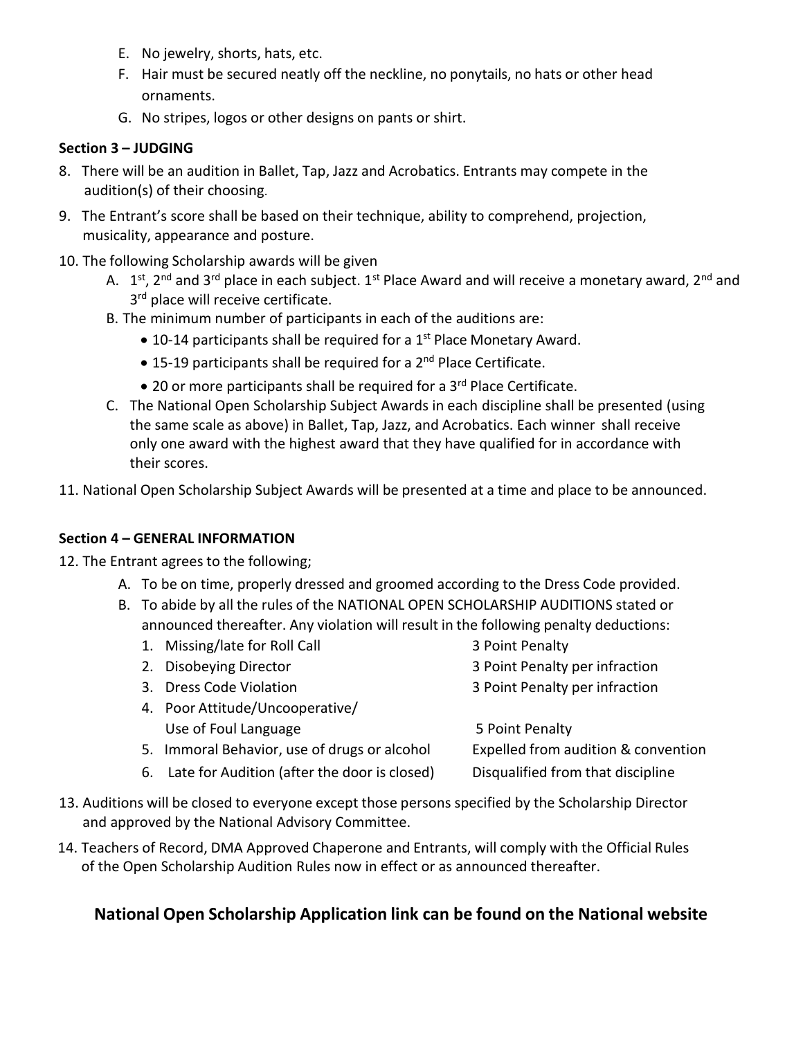E. No jewelry, shorts, hats, etc.
F. Hair must be secured neatly off the neckline, no ponytails, no hats or other head ornaments.
G. No stripes, logos or other designs on pants or shirt.

**Section 3 – JUDGING**

8. There will be an audition in Ballet, Tap, Jazz and Acrobatics. Entrants may compete in the audition(s) of their choosing.
9. The Entrant's score shall be based on their technique, ability to comprehend, projection, musicality, appearance and posture.
10. The following Scholarship awards will be given
    A. 1st, 2nd and 3rd place in each subject. 1st Place Award and will receive a monetary award, 2nd and 3rd place will receive certificate.
    B. The minimum number of participants in each of the auditions are:
       - 10-14 participants shall be required for a 1st Place Monetary Award.
       - 15-19 participants shall be required for a 2nd Place Certificate.
       - 20 or more participants shall be required for a 3rd Place Certificate.
    C. The National Open Scholarship Subject Awards in each discipline shall be presented (using the same scale as above) in Ballet, Tap, Jazz, and Acrobatics. Each winner shall receive only one award with the highest award that they have qualified for in accordance with their scores.
11. National Open Scholarship Subject Awards will be presented at a time and place to be announced.

**Section 4 – GENERAL INFORMATION**

12. The Entrant agrees to the following;
    A. To be on time, properly dressed and groomed according to the Dress Code provided.
    B. To abide by all the rules of the NATIONAL OPEN SCHOLARSHIP AUDITIONS stated or announced thereafter. Any violation will result in the following penalty deductions:

| | |
|---|---|
| 1. Missing/late for Roll Call | 3 Point Penalty |
| 2. Disobeying Director | 3 Point Penalty per infraction |
| 3. Dress Code Violation | 3 Point Penalty per infraction |
| 4. Poor Attitude/Uncooperative/ Use of Foul Language | 5 Point Penalty |
| 5. Immoral Behavior, use of drugs or alcohol | Expelled from audition & convention |
| 6. Late for Audition (after the door is closed) | Disqualified from that discipline |

13. Auditions will be closed to everyone except those persons specified by the Scholarship Director and approved by the National Advisory Committee.
14. Teachers of Record, DMA Approved Chaperone and Entrants, will comply with the Official Rules of the Open Scholarship Audition Rules now in effect or as announced thereafter.

## National Open Scholarship Application link can be found on the National website